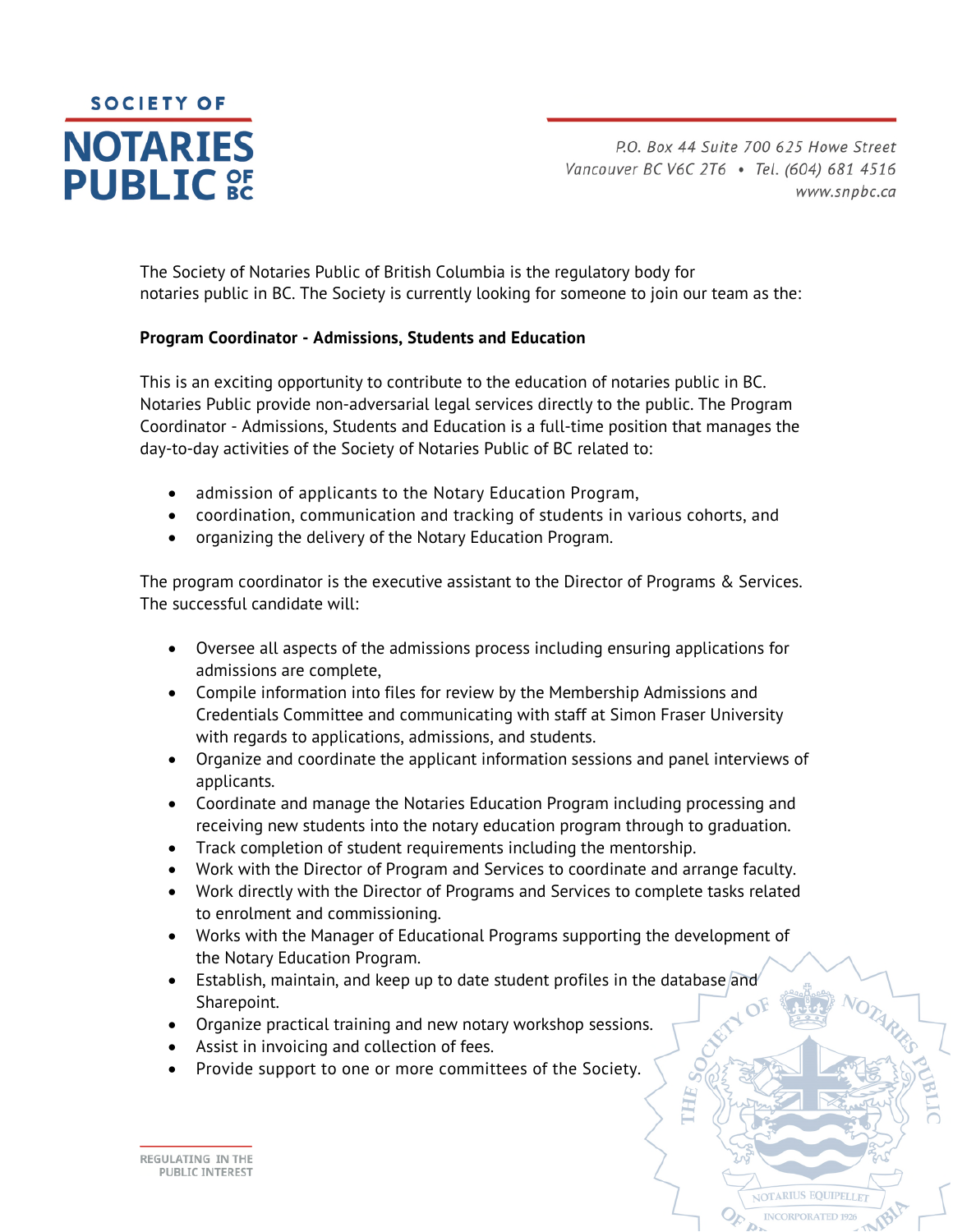**SOCIETY OF NOTARIES PUBLIC OF BC**

P.O. Box 44 Suite 700 625 Howe Street
Vancouver BC V6C 2T6 • Tel. (604) 681 4516
www.snpbc.ca

The Society of Notaries Public of British Columbia is the regulatory body for notaries public in BC. The Society is currently looking for someone to join our team as the:

**Program Coordinator - Admissions, Students and Education**

This is an exciting opportunity to contribute to the education of notaries public in BC. Notaries Public provide non-adversarial legal services directly to the public. The Program Coordinator - Admissions, Students and Education is a full-time position that manages the day-to-day activities of the Society of Notaries Public of BC related to:

- admission of applicants to the Notary Education Program,
- coordination, communication and tracking of students in various cohorts, and
- organizing the delivery of the Notary Education Program.

The program coordinator is the executive assistant to the Director of Programs & Services. The successful candidate will:

- Oversee all aspects of the admissions process including ensuring applications for admissions are complete,
- Compile information into files for review by the Membership Admissions and Credentials Committee and communicating with staff at Simon Fraser University with regards to applications, admissions, and students.
- Organize and coordinate the applicant information sessions and panel interviews of applicants.
- Coordinate and manage the Notaries Education Program including processing and receiving new students into the notary education program through to graduation.
- Track completion of student requirements including the mentorship.
- Work with the Director of Program and Services to coordinate and arrange faculty.
- Work directly with the Director of Programs and Services to complete tasks related to enrolment and commissioning.
- Works with the Manager of Educational Programs supporting the development of the Notary Education Program.
- Establish, maintain, and keep up to date student profiles in the database and Sharepoint.
- Organize practical training and new notary workshop sessions.
- Assist in invoicing and collection of fees.
- Provide support to one or more committees of the Society.

REGULATING IN THE PUBLIC INTEREST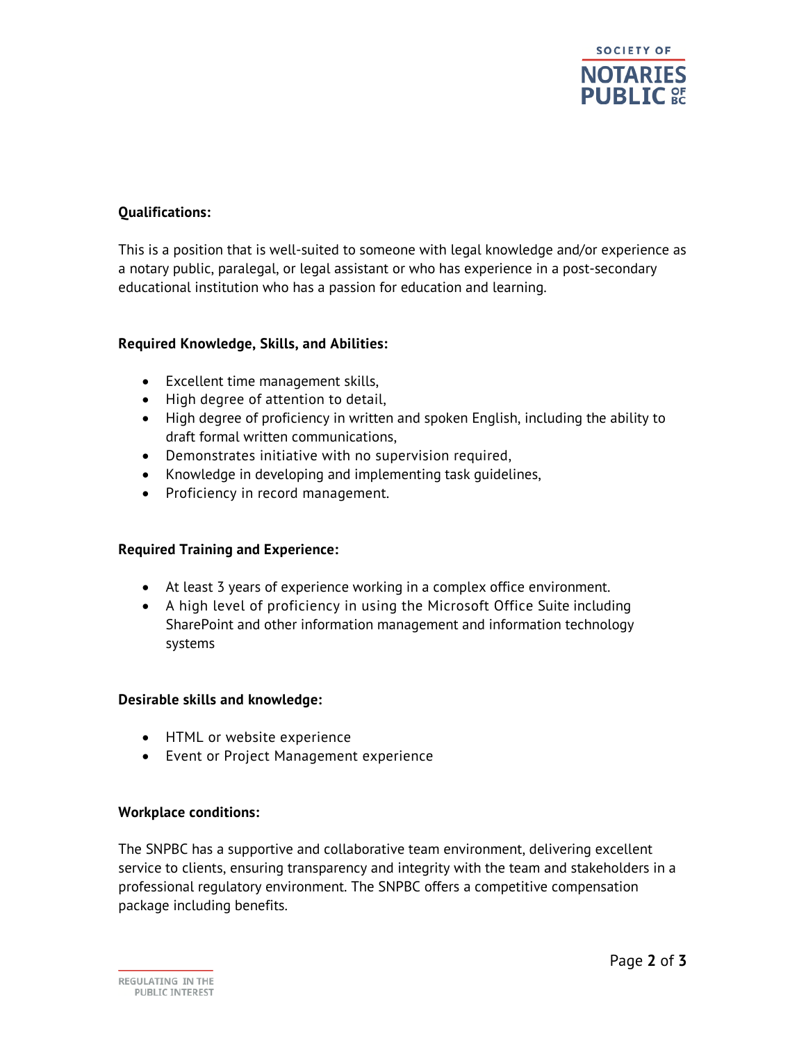**Qualifications:**

This is a position that is well-suited to someone with legal knowledge and/or experience as a notary public, paralegal, or legal assistant or who has experience in a post-secondary educational institution who has a passion for education and learning.

**Required Knowledge, Skills, and Abilities:**

- Excellent time management skills,
- High degree of attention to detail,
- High degree of proficiency in written and spoken English, including the ability to draft formal written communications,
- Demonstrates initiative with no supervision required,
- Knowledge in developing and implementing task guidelines,
- Proficiency in record management.

**Required Training and Experience:**

- At least 3 years of experience working in a complex office environment.
- A high level of proficiency in using the Microsoft Office Suite including SharePoint and other information management and information technology systems

**Desirable skills and knowledge:**

- HTML or website experience
- Event or Project Management experience

**Workplace conditions:**

The SNPBC has a supportive and collaborative team environment, delivering excellent service to clients, ensuring transparency and integrity with the team and stakeholders in a professional regulatory environment. The SNPBC offers a competitive compensation package including benefits.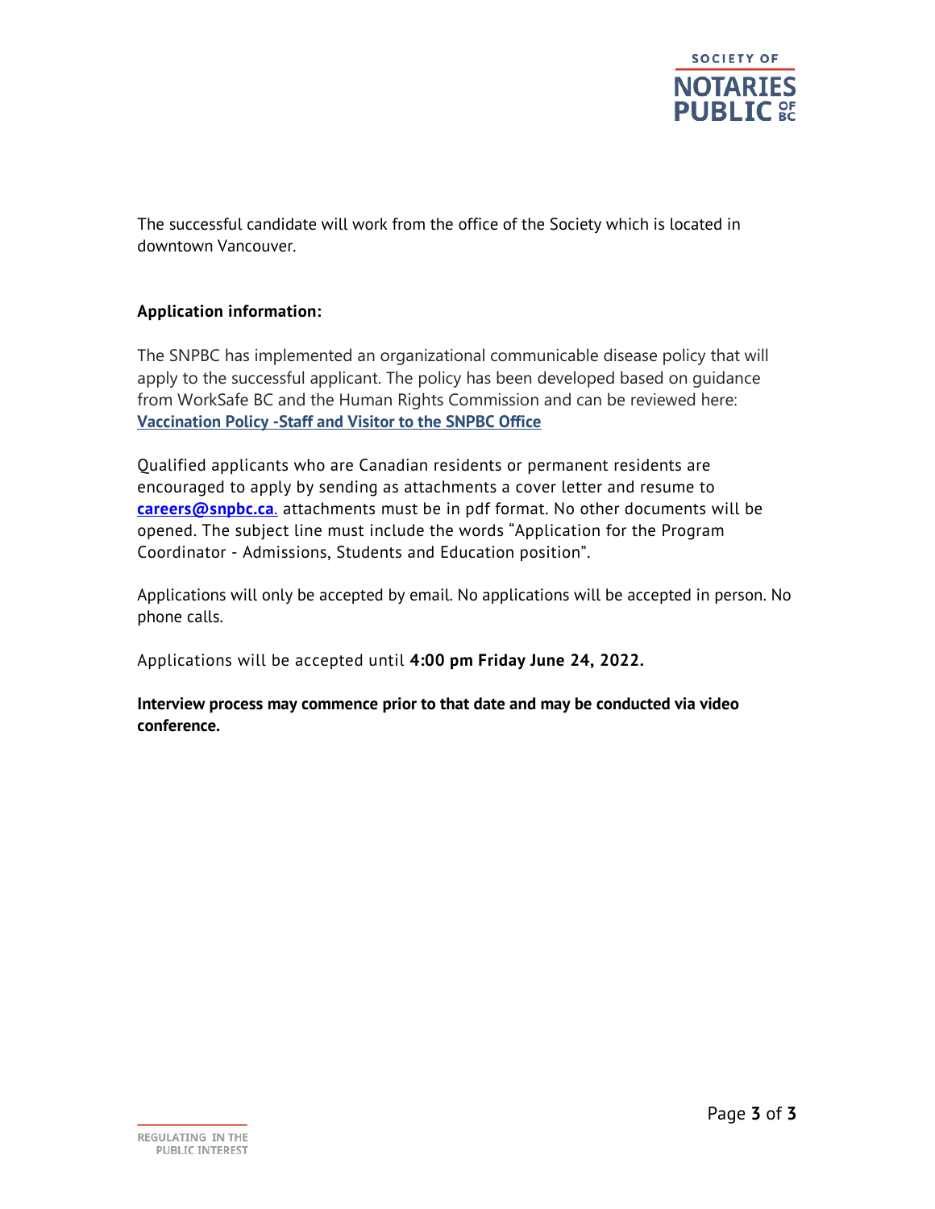The successful candidate will work from the office of the Society which is located in downtown Vancouver.

**Application information:**

The SNPBC has implemented an organizational communicable disease policy that will apply to the successful applicant. The policy has been developed based on guidance from WorkSafe BC and the Human Rights Commission and can be reviewed here: **Vaccination Policy -Staff and Visitor to the SNPBC Office**

Qualified applicants who are Canadian residents or permanent residents are encouraged to apply by sending as attachments a cover letter and resume to **careers@snpbc.ca**. attachments must be in pdf format. No other documents will be opened. The subject line must include the words "Application for the Program Coordinator - Admissions, Students and Education position".

Applications will only be accepted by email. No applications will be accepted in person. No phone calls.

Applications will be accepted until **4:00 pm Friday June 24, 2022.**

**Interview process may commence prior to that date and may be conducted via video conference.**